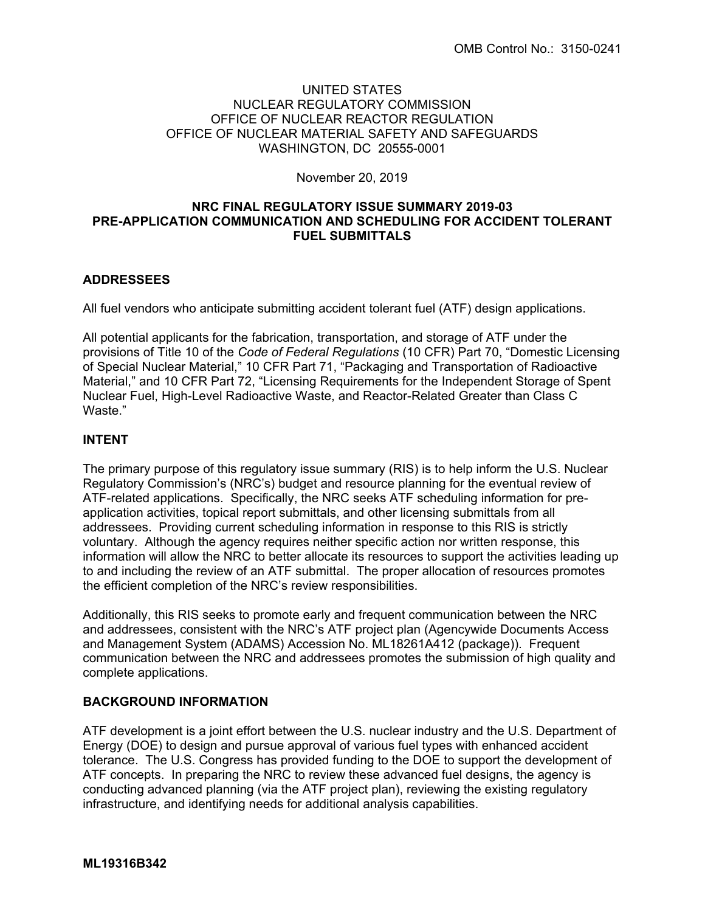OMB Control No.: 3150-0241

UNITED STATES
NUCLEAR REGULATORY COMMISSION
OFFICE OF NUCLEAR REACTOR REGULATION
OFFICE OF NUCLEAR MATERIAL SAFETY AND SAFEGUARDS
WASHINGTON, DC 20555-0001

November 20, 2019

# NRC FINAL REGULATORY ISSUE SUMMARY 2019-03 PRE-APPLICATION COMMUNICATION AND SCHEDULING FOR ACCIDENT TOLERANT FUEL SUBMITTALS

## ADDRESSEES

All fuel vendors who anticipate submitting accident tolerant fuel (ATF) design applications.

All potential applicants for the fabrication, transportation, and storage of ATF under the provisions of Title 10 of the *Code of Federal Regulations* (10 CFR) Part 70, "Domestic Licensing of Special Nuclear Material," 10 CFR Part 71, "Packaging and Transportation of Radioactive Material," and 10 CFR Part 72, "Licensing Requirements for the Independent Storage of Spent Nuclear Fuel, High-Level Radioactive Waste, and Reactor-Related Greater than Class C Waste."

## INTENT

The primary purpose of this regulatory issue summary (RIS) is to help inform the U.S. Nuclear Regulatory Commission's (NRC's) budget and resource planning for the eventual review of ATF-related applications. Specifically, the NRC seeks ATF scheduling information for pre-application activities, topical report submittals, and other licensing submittals from all addressees. Providing current scheduling information in response to this RIS is strictly voluntary. Although the agency requires neither specific action nor written response, this information will allow the NRC to better allocate its resources to support the activities leading up to and including the review of an ATF submittal. The proper allocation of resources promotes the efficient completion of the NRC's review responsibilities.

Additionally, this RIS seeks to promote early and frequent communication between the NRC and addressees, consistent with the NRC's ATF project plan (Agencywide Documents Access and Management System (ADAMS) Accession No. ML18261A412 (package)). Frequent communication between the NRC and addressees promotes the submission of high quality and complete applications.

## BACKGROUND INFORMATION

ATF development is a joint effort between the U.S. nuclear industry and the U.S. Department of Energy (DOE) to design and pursue approval of various fuel types with enhanced accident tolerance. The U.S. Congress has provided funding to the DOE to support the development of ATF concepts. In preparing the NRC to review these advanced fuel designs, the agency is conducting advanced planning (via the ATF project plan), reviewing the existing regulatory infrastructure, and identifying needs for additional analysis capabilities.

**ML19316B342**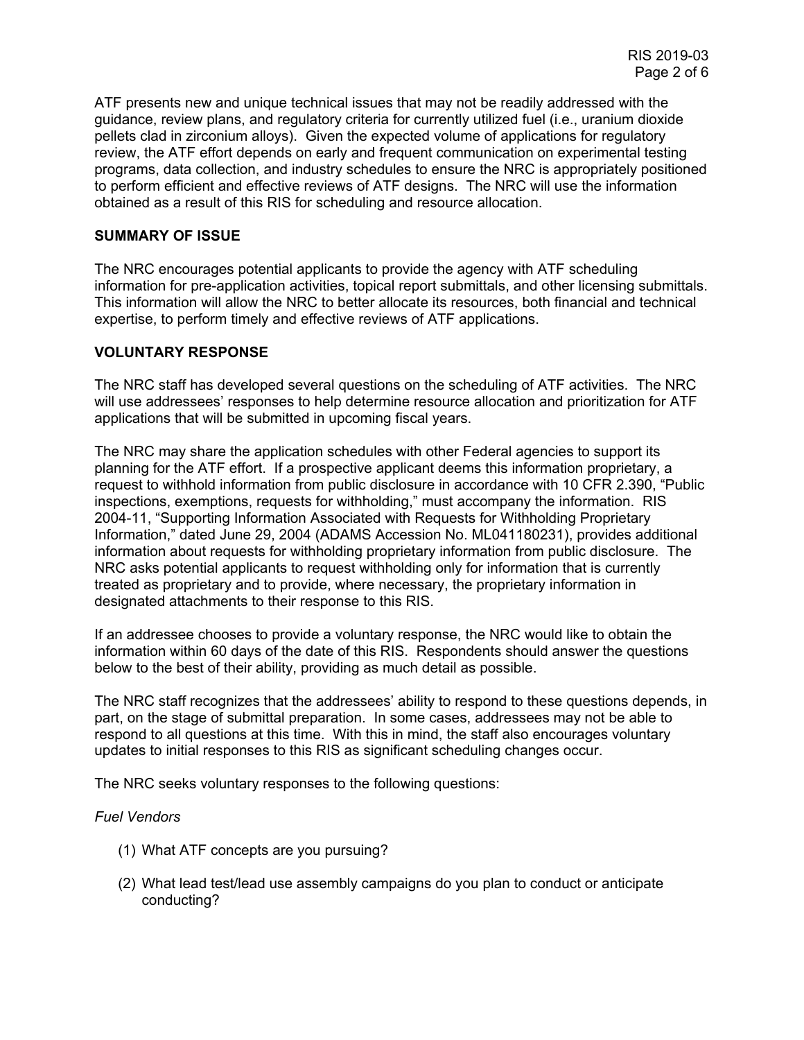ATF presents new and unique technical issues that may not be readily addressed with the guidance, review plans, and regulatory criteria for currently utilized fuel (i.e., uranium dioxide pellets clad in zirconium alloys). Given the expected volume of applications for regulatory review, the ATF effort depends on early and frequent communication on experimental testing programs, data collection, and industry schedules to ensure the NRC is appropriately positioned to perform efficient and effective reviews of ATF designs. The NRC will use the information obtained as a result of this RIS for scheduling and resource allocation.

## SUMMARY OF ISSUE

The NRC encourages potential applicants to provide the agency with ATF scheduling information for pre-application activities, topical report submittals, and other licensing submittals. This information will allow the NRC to better allocate its resources, both financial and technical expertise, to perform timely and effective reviews of ATF applications.

## VOLUNTARY RESPONSE

The NRC staff has developed several questions on the scheduling of ATF activities. The NRC will use addressees' responses to help determine resource allocation and prioritization for ATF applications that will be submitted in upcoming fiscal years.

The NRC may share the application schedules with other Federal agencies to support its planning for the ATF effort. If a prospective applicant deems this information proprietary, a request to withhold information from public disclosure in accordance with 10 CFR 2.390, "Public inspections, exemptions, requests for withholding," must accompany the information. RIS 2004-11, "Supporting Information Associated with Requests for Withholding Proprietary Information," dated June 29, 2004 (ADAMS Accession No. ML041180231), provides additional information about requests for withholding proprietary information from public disclosure. The NRC asks potential applicants to request withholding only for information that is currently treated as proprietary and to provide, where necessary, the proprietary information in designated attachments to their response to this RIS.

If an addressee chooses to provide a voluntary response, the NRC would like to obtain the information within 60 days of the date of this RIS. Respondents should answer the questions below to the best of their ability, providing as much detail as possible.

The NRC staff recognizes that the addressees' ability to respond to these questions depends, in part, on the stage of submittal preparation. In some cases, addressees may not be able to respond to all questions at this time. With this in mind, the staff also encourages voluntary updates to initial responses to this RIS as significant scheduling changes occur.

The NRC seeks voluntary responses to the following questions:

*Fuel Vendors*

(1) What ATF concepts are you pursuing?

(2) What lead test/lead use assembly campaigns do you plan to conduct or anticipate conducting?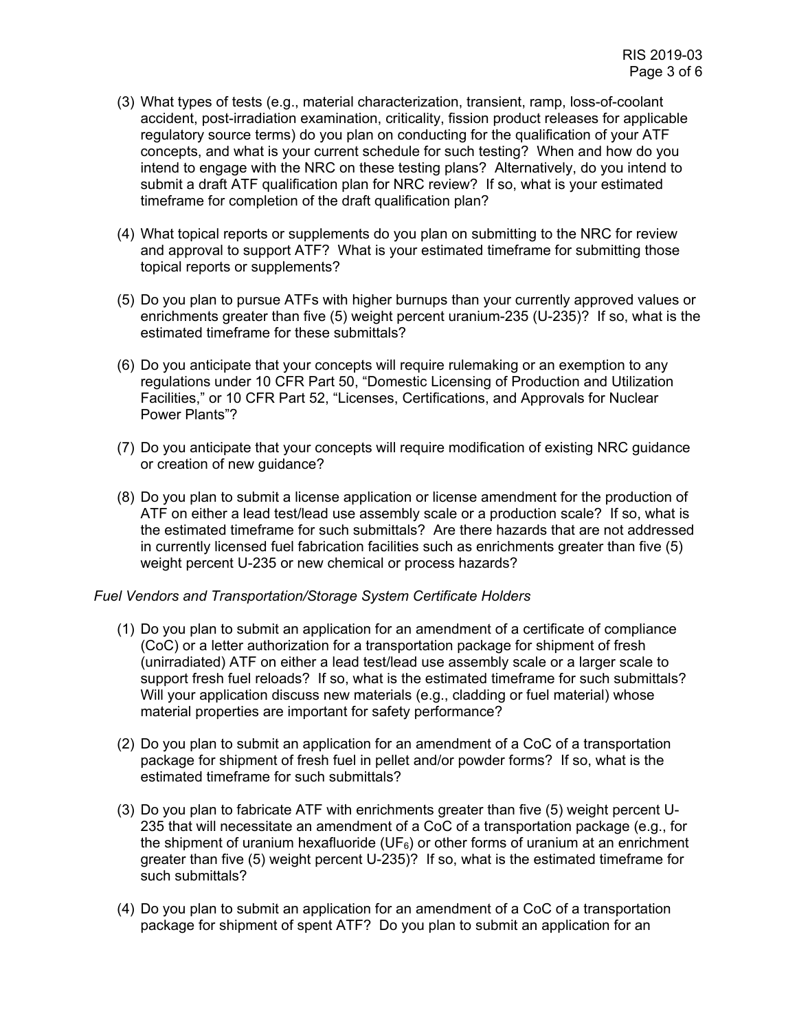(3) What types of tests (e.g., material characterization, transient, ramp, loss-of-coolant accident, post-irradiation examination, criticality, fission product releases for applicable regulatory source terms) do you plan on conducting for the qualification of your ATF concepts, and what is your current schedule for such testing? When and how do you intend to engage with the NRC on these testing plans? Alternatively, do you intend to submit a draft ATF qualification plan for NRC review? If so, what is your estimated timeframe for completion of the draft qualification plan?

(4) What topical reports or supplements do you plan on submitting to the NRC for review and approval to support ATF? What is your estimated timeframe for submitting those topical reports or supplements?

(5) Do you plan to pursue ATFs with higher burnups than your currently approved values or enrichments greater than five (5) weight percent uranium-235 (U-235)? If so, what is the estimated timeframe for these submittals?

(6) Do you anticipate that your concepts will require rulemaking or an exemption to any regulations under 10 CFR Part 50, "Domestic Licensing of Production and Utilization Facilities," or 10 CFR Part 52, "Licenses, Certifications, and Approvals for Nuclear Power Plants"?

(7) Do you anticipate that your concepts will require modification of existing NRC guidance or creation of new guidance?

(8) Do you plan to submit a license application or license amendment for the production of ATF on either a lead test/lead use assembly scale or a production scale? If so, what is the estimated timeframe for such submittals? Are there hazards that are not addressed in currently licensed fuel fabrication facilities such as enrichments greater than five (5) weight percent U-235 or new chemical or process hazards?

*Fuel Vendors and Transportation/Storage System Certificate Holders*

(1) Do you plan to submit an application for an amendment of a certificate of compliance (CoC) or a letter authorization for a transportation package for shipment of fresh (unirradiated) ATF on either a lead test/lead use assembly scale or a larger scale to support fresh fuel reloads? If so, what is the estimated timeframe for such submittals? Will your application discuss new materials (e.g., cladding or fuel material) whose material properties are important for safety performance?

(2) Do you plan to submit an application for an amendment of a CoC of a transportation package for shipment of fresh fuel in pellet and/or powder forms? If so, what is the estimated timeframe for such submittals?

(3) Do you plan to fabricate ATF with enrichments greater than five (5) weight percent U-235 that will necessitate an amendment of a CoC of a transportation package (e.g., for the shipment of uranium hexafluoride ($UF_6$) or other forms of uranium at an enrichment greater than five (5) weight percent U-235)? If so, what is the estimated timeframe for such submittals?

(4) Do you plan to submit an application for an amendment of a CoC of a transportation package for shipment of spent ATF? Do you plan to submit an application for an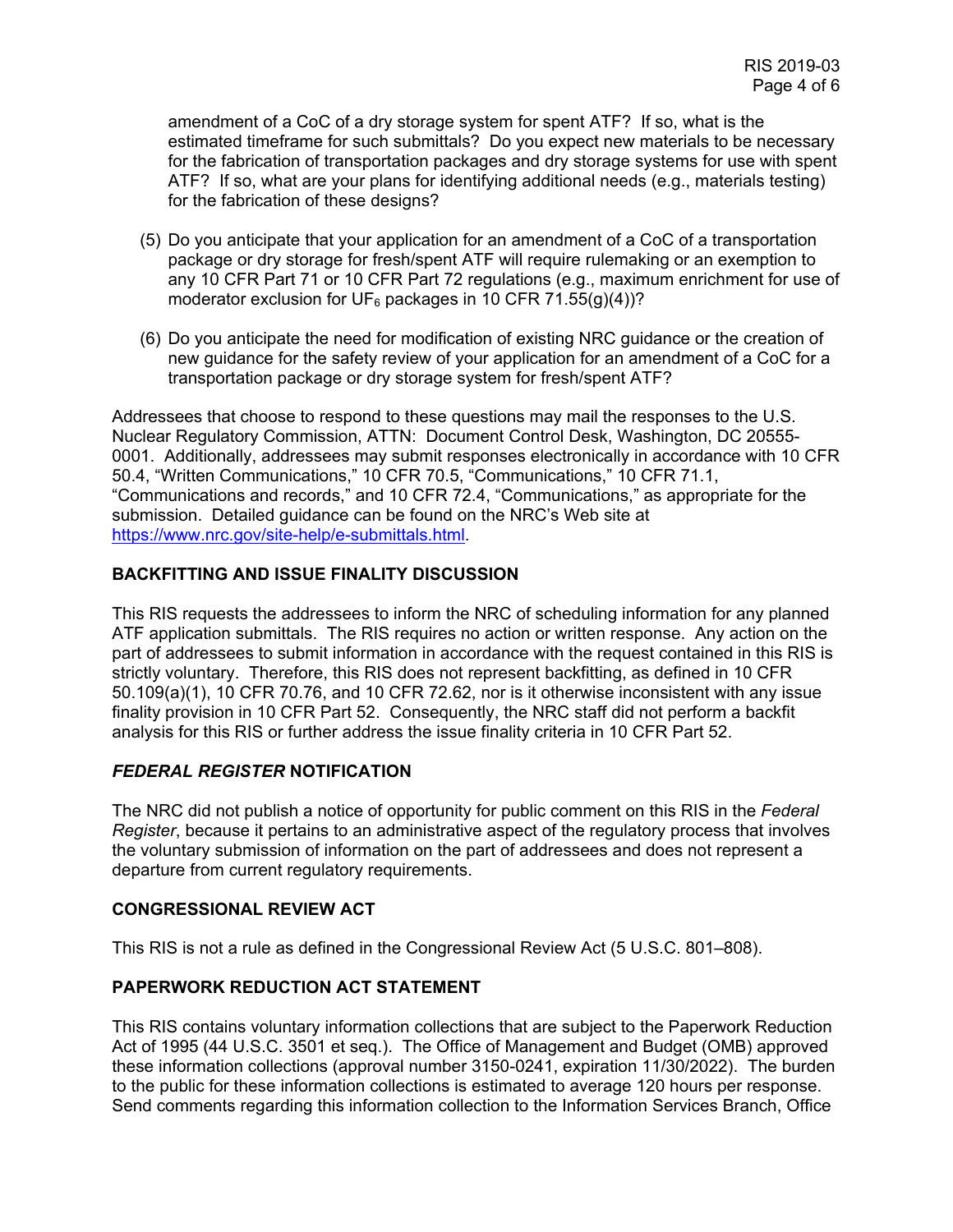amendment of a CoC of a dry storage system for spent ATF? If so, what is the estimated timeframe for such submittals? Do you expect new materials to be necessary for the fabrication of transportation packages and dry storage systems for use with spent ATF? If so, what are your plans for identifying additional needs (e.g., materials testing) for the fabrication of these designs?

(5) Do you anticipate that your application for an amendment of a CoC of a transportation package or dry storage for fresh/spent ATF will require rulemaking or an exemption to any 10 CFR Part 71 or 10 CFR Part 72 regulations (e.g., maximum enrichment for use of moderator exclusion for $UF_6$ packages in 10 CFR 71.55(g)(4))?

(6) Do you anticipate the need for modification of existing NRC guidance or the creation of new guidance for the safety review of your application for an amendment of a CoC for a transportation package or dry storage system for fresh/spent ATF?

Addressees that choose to respond to these questions may mail the responses to the U.S. Nuclear Regulatory Commission, ATTN: Document Control Desk, Washington, DC 20555-0001. Additionally, addressees may submit responses electronically in accordance with 10 CFR 50.4, "Written Communications," 10 CFR 70.5, "Communications," 10 CFR 71.1, "Communications and records," and 10 CFR 72.4, "Communications," as appropriate for the submission. Detailed guidance can be found on the NRC's Web site at https://www.nrc.gov/site-help/e-submittals.html.

## BACKFITTING AND ISSUE FINALITY DISCUSSION

This RIS requests the addressees to inform the NRC of scheduling information for any planned ATF application submittals. The RIS requires no action or written response. Any action on the part of addressees to submit information in accordance with the request contained in this RIS is strictly voluntary. Therefore, this RIS does not represent backfitting, as defined in 10 CFR 50.109(a)(1), 10 CFR 70.76, and 10 CFR 72.62, nor is it otherwise inconsistent with any issue finality provision in 10 CFR Part 52. Consequently, the NRC staff did not perform a backfit analysis for this RIS or further address the issue finality criteria in 10 CFR Part 52.

## *FEDERAL REGISTER* NOTIFICATION

The NRC did not publish a notice of opportunity for public comment on this RIS in the *Federal Register*, because it pertains to an administrative aspect of the regulatory process that involves the voluntary submission of information on the part of addressees and does not represent a departure from current regulatory requirements.

## CONGRESSIONAL REVIEW ACT

This RIS is not a rule as defined in the Congressional Review Act (5 U.S.C. 801–808).

## PAPERWORK REDUCTION ACT STATEMENT

This RIS contains voluntary information collections that are subject to the Paperwork Reduction Act of 1995 (44 U.S.C. 3501 et seq.). The Office of Management and Budget (OMB) approved these information collections (approval number 3150-0241, expiration 11/30/2022). The burden to the public for these information collections is estimated to average 120 hours per response. Send comments regarding this information collection to the Information Services Branch, Office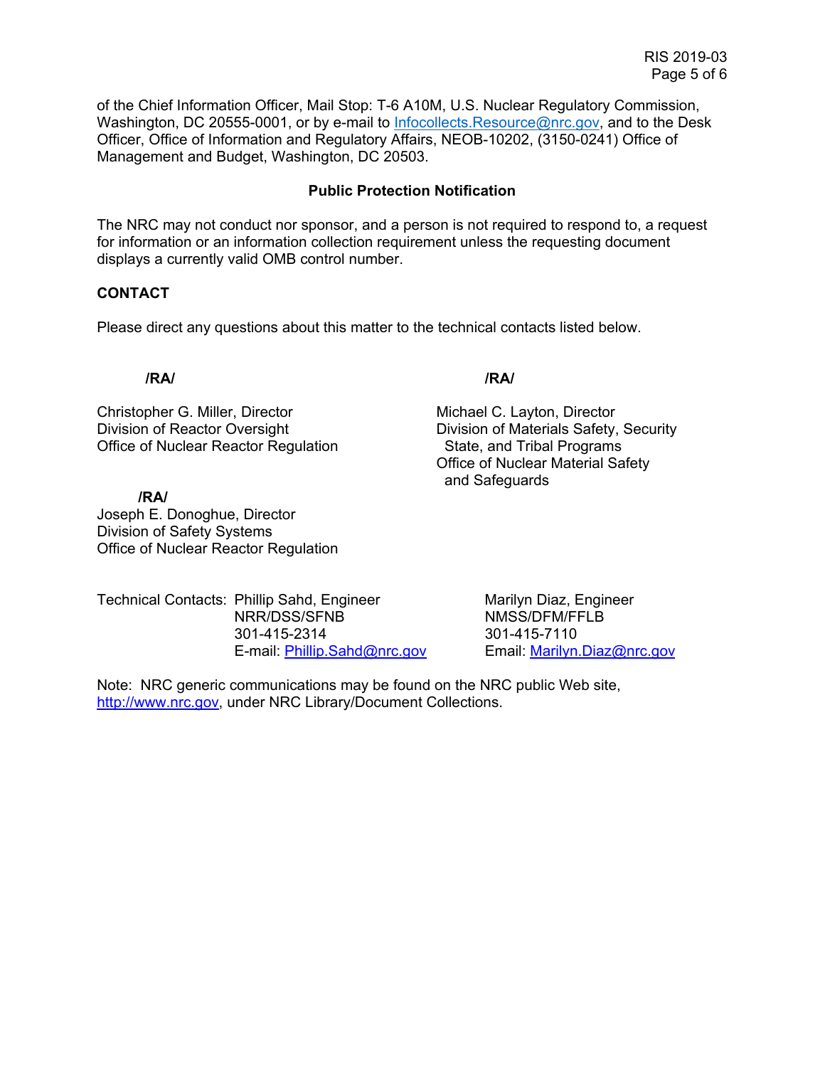of the Chief Information Officer, Mail Stop: T-6 A10M, U.S. Nuclear Regulatory Commission, Washington, DC 20555-0001, or by e-mail to Infocollects.Resource@nrc.gov, and to the Desk Officer, Office of Information and Regulatory Affairs, NEOB-10202, (3150-0241) Office of Management and Budget, Washington, DC 20503.

**Public Protection Notification**

The NRC may not conduct nor sponsor, and a person is not required to respond to, a request for information or an information collection requirement unless the requesting document displays a currently valid OMB control number.

**CONTACT**

Please direct any questions about this matter to the technical contacts listed below.

**/RA/**

Christopher G. Miller, Director
Division of Reactor Oversight
Office of Nuclear Reactor Regulation

**/RA/**

Michael C. Layton, Director
Division of Materials Safety, Security State, and Tribal Programs
Office of Nuclear Material Safety and Safeguards

**/RA/**

Joseph E. Donoghue, Director
Division of Safety Systems
Office of Nuclear Reactor Regulation

Technical Contacts:

Phillip Sahd, Engineer
NRR/DSS/SFNB
301-415-2314
E-mail: Phillip.Sahd@nrc.gov

Marilyn Diaz, Engineer
NMSS/DFM/FFLB
301-415-7110
Email: Marilyn.Diaz@nrc.gov

Note: NRC generic communications may be found on the NRC public Web site, http://www.nrc.gov, under NRC Library/Document Collections.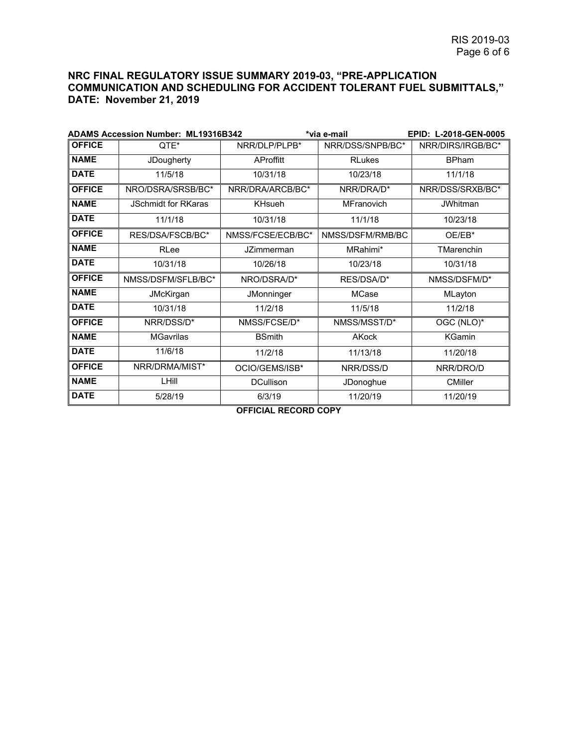**NRC FINAL REGULATORY ISSUE SUMMARY 2019-03, "PRE-APPLICATION COMMUNICATION AND SCHEDULING FOR ACCIDENT TOLERANT FUEL SUBMITTALS," DATE: November 21, 2019**

**ADAMS Accession Number: ML19316B342** **\*via e-mail** **EPID: L-2018-GEN-0005**

| | | | | |
|---|---|---|---|---|
| **OFFICE** | QTE* | NRR/DLP/PLPB* | NRR/DSS/SNPB/BC* | NRR/DIRS/IRGB/BC* |
| **NAME** | JDougherty | AProffitt | RLukes | BPham |
| **DATE** | 11/5/18 | 10/31/18 | 10/23/18 | 11/1/18 |
| **OFFICE** | NRO/DSRA/SRSB/BC* | NRR/DRA/ARCB/BC* | NRR/DRA/D* | NRR/DSS/SRXB/BC* |
| **NAME** | JSchmidt for RKaras | KHsueh | MFranovich | JWhitman |
| **DATE** | 11/1/18 | 10/31/18 | 11/1/18 | 10/23/18 |
| **OFFICE** | RES/DSA/FSCB/BC* | NMSS/FCSE/ECB/BC* | NMSS/DSFM/RMB/BC | OE/EB* |
| **NAME** | RLee | JZimmerman | MRahimi* | TMarenchin |
| **DATE** | 10/31/18 | 10/26/18 | 10/23/18 | 10/31/18 |
| **OFFICE** | NMSS/DSFM/SFLB/BC* | NRO/DSRA/D* | RES/DSA/D* | NMSS/DSFM/D* |
| **NAME** | JMcKirgan | JMonninger | MCase | MLayton |
| **DATE** | 10/31/18 | 11/2/18 | 11/5/18 | 11/2/18 |
| **OFFICE** | NRR/DSS/D* | NMSS/FCSE/D* | NMSS/MSST/D* | OGC (NLO)* |
| **NAME** | MGavrilas | BSmith | AKock | KGamin |
| **DATE** | 11/6/18 | 11/2/18 | 11/13/18 | 11/20/18 |
| **OFFICE** | NRR/DRMA/MIST* | OCIO/GEMS/ISB* | NRR/DSS/D | NRR/DRO/D |
| **NAME** | LHill | DCullison | JDonoghue | CMiller |
| **DATE** | 5/28/19 | 6/3/19 | 11/20/19 | 11/20/19 |

**OFFICIAL RECORD COPY**